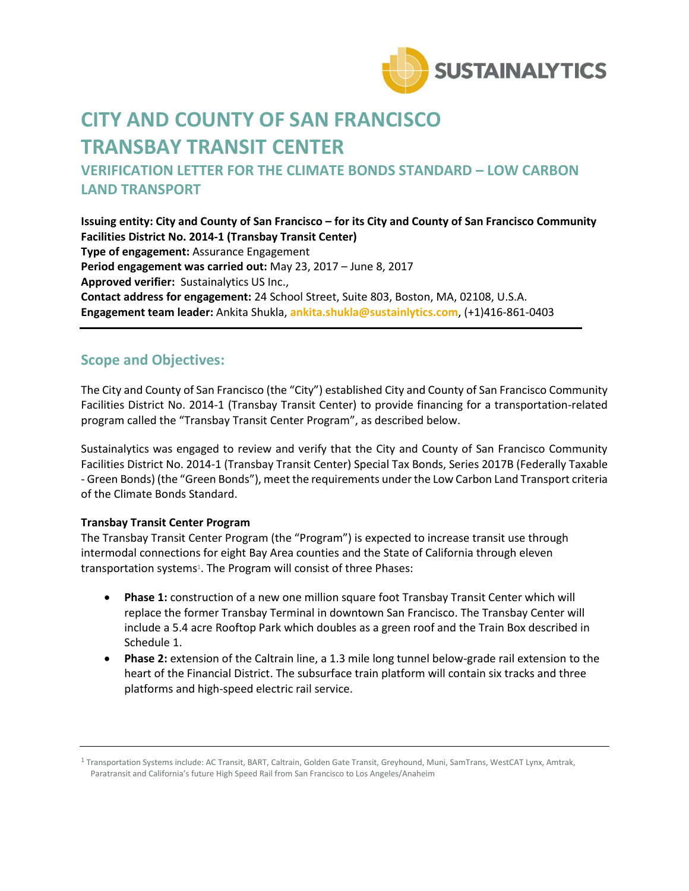SUSTAINALYTICS

# CITY AND COUNTY OF SAN FRANCISCO
# TRANSBAY TRANSIT CENTER

## VERIFICATION LETTER FOR THE CLIMATE BONDS STANDARD – LOW CARBON LAND TRANSPORT

**Issuing entity: City and County of San Francisco – for its City and County of San Francisco Community Facilities District No. 2014-1 (Transbay Transit Center)**
**Type of engagement:** Assurance Engagement
**Period engagement was carried out:** May 23, 2017 – June 8, 2017
**Approved verifier:** Sustainalytics US Inc.,
**Contact address for engagement:** 24 School Street, Suite 803, Boston, MA, 02108, U.S.A.
**Engagement team leader:** Ankita Shukla, **ankita.shukla@sustainlytics.com**, (+1)416-861-0403

---

## Scope and Objectives:

The City and County of San Francisco (the "City") established City and County of San Francisco Community Facilities District No. 2014-1 (Transbay Transit Center) to provide financing for a transportation-related program called the "Transbay Transit Center Program", as described below.

Sustainalytics was engaged to review and verify that the City and County of San Francisco Community Facilities District No. 2014-1 (Transbay Transit Center) Special Tax Bonds, Series 2017B (Federally Taxable - Green Bonds) (the "Green Bonds"), meet the requirements under the Low Carbon Land Transport criteria of the Climate Bonds Standard.

**Transbay Transit Center Program**

The Transbay Transit Center Program (the "Program") is expected to increase transit use through intermodal connections for eight Bay Area counties and the State of California through eleven transportation systems[1]. The Program will consist of three Phases:

- **Phase 1:** construction of a new one million square foot Transbay Transit Center which will replace the former Transbay Terminal in downtown San Francisco. The Transbay Center will include a 5.4 acre Rooftop Park which doubles as a green roof and the Train Box described in Schedule 1.
- **Phase 2:** extension of the Caltrain line, a 1.3 mile long tunnel below-grade rail extension to the heart of the Financial District. The subsurface train platform will contain six tracks and three platforms and high-speed electric rail service.

---

[1] Transportation Systems include: AC Transit, BART, Caltrain, Golden Gate Transit, Greyhound, Muni, SamTrans, WestCAT Lynx, Amtrak, Paratransit and California's future High Speed Rail from San Francisco to Los Angeles/Anaheim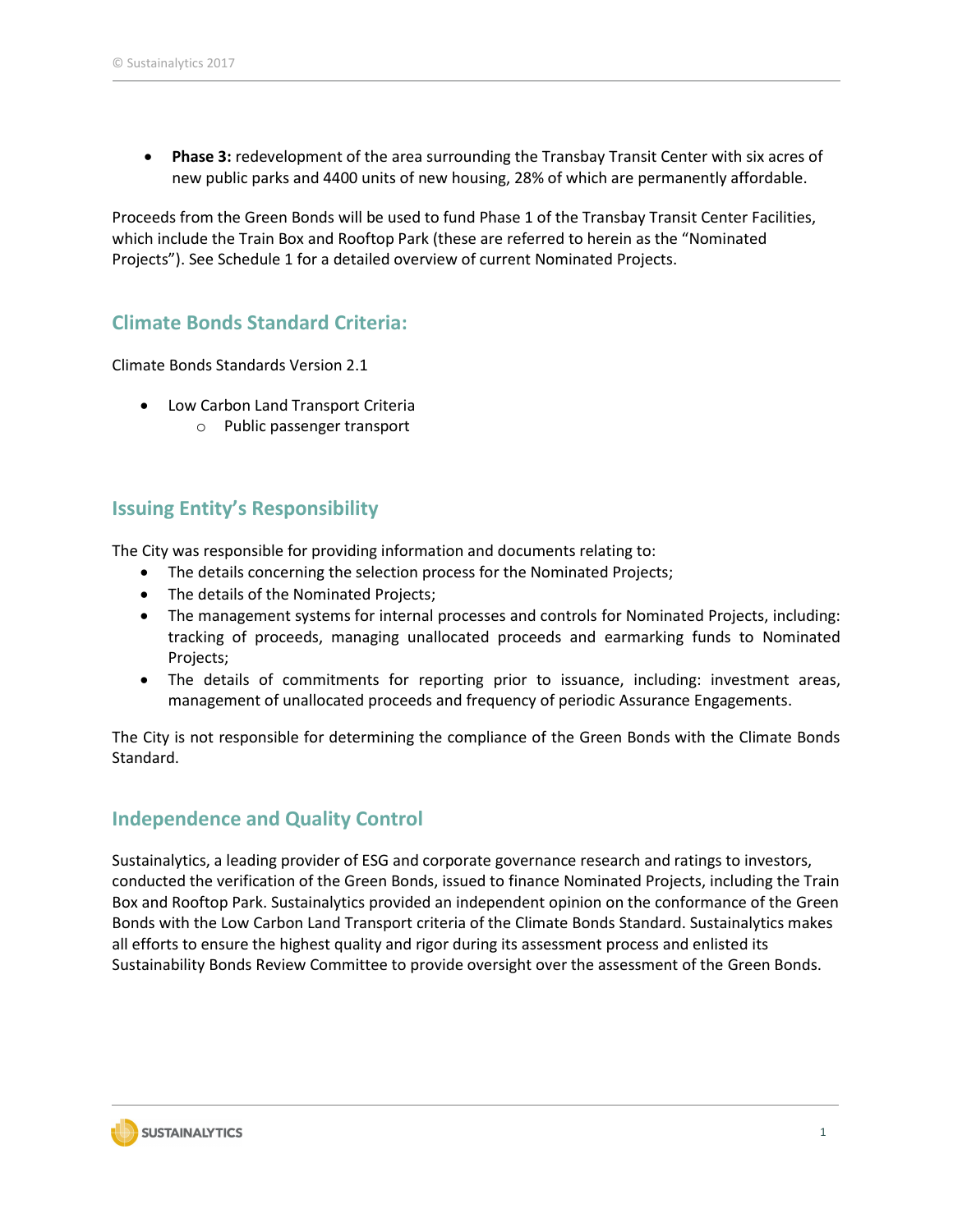- **Phase 3:** redevelopment of the area surrounding the Transbay Transit Center with six acres of new public parks and 4400 units of new housing, 28% of which are permanently affordable.

Proceeds from the Green Bonds will be used to fund Phase 1 of the Transbay Transit Center Facilities, which include the Train Box and Rooftop Park (these are referred to herein as the "Nominated Projects"). See Schedule 1 for a detailed overview of current Nominated Projects.

## Climate Bonds Standard Criteria:

Climate Bonds Standards Version 2.1

- Low Carbon Land Transport Criteria
  - Public passenger transport

## Issuing Entity's Responsibility

The City was responsible for providing information and documents relating to:

- The details concerning the selection process for the Nominated Projects;
- The details of the Nominated Projects;
- The management systems for internal processes and controls for Nominated Projects, including: tracking of proceeds, managing unallocated proceeds and earmarking funds to Nominated Projects;
- The details of commitments for reporting prior to issuance, including: investment areas, management of unallocated proceeds and frequency of periodic Assurance Engagements.

The City is not responsible for determining the compliance of the Green Bonds with the Climate Bonds Standard.

## Independence and Quality Control

Sustainalytics, a leading provider of ESG and corporate governance research and ratings to investors, conducted the verification of the Green Bonds, issued to finance Nominated Projects, including the Train Box and Rooftop Park. Sustainalytics provided an independent opinion on the conformance of the Green Bonds with the Low Carbon Land Transport criteria of the Climate Bonds Standard. Sustainalytics makes all efforts to ensure the highest quality and rigor during its assessment process and enlisted its Sustainability Bonds Review Committee to provide oversight over the assessment of the Green Bonds.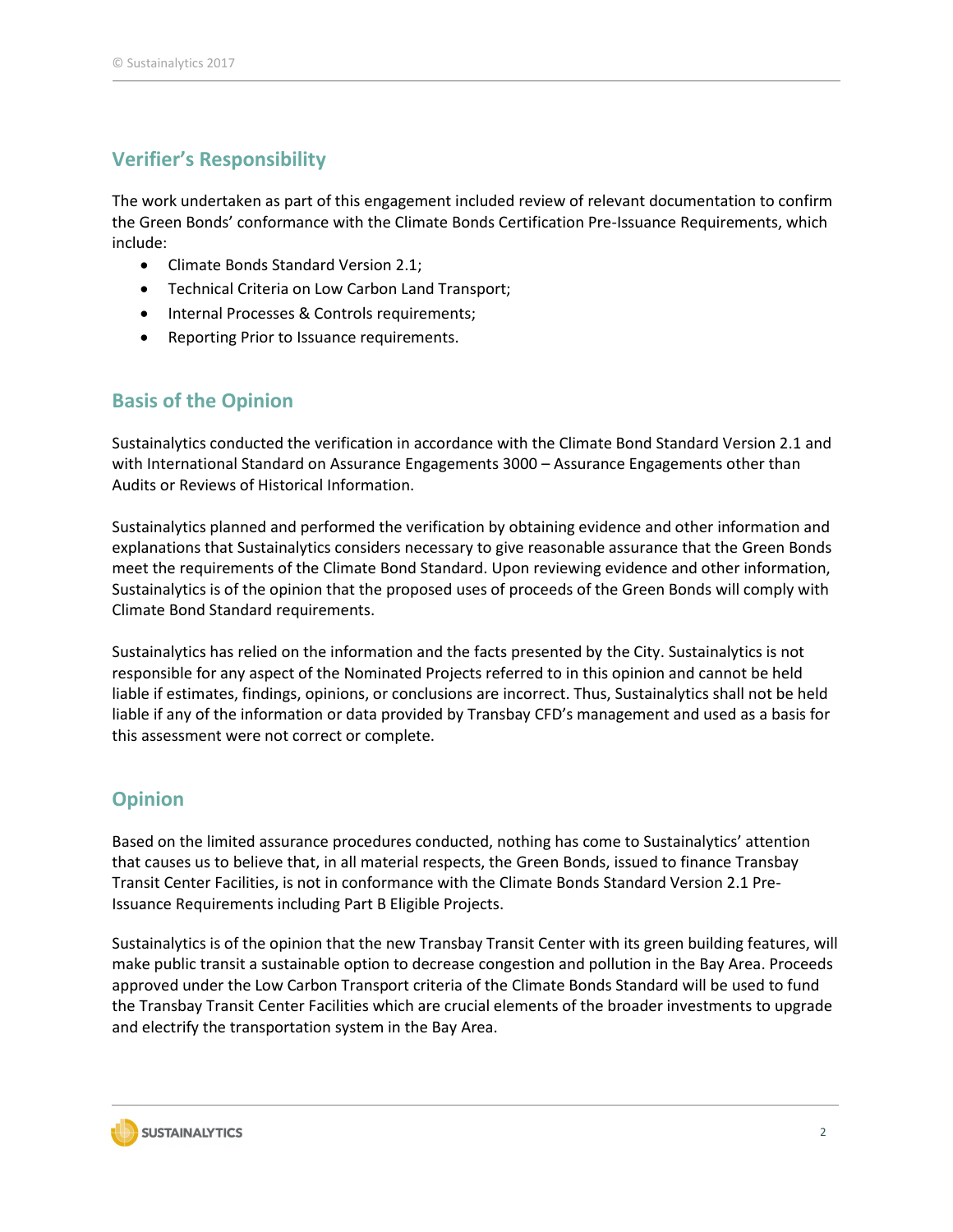## Verifier's Responsibility

The work undertaken as part of this engagement included review of relevant documentation to confirm the Green Bonds' conformance with the Climate Bonds Certification Pre-Issuance Requirements, which include:

- Climate Bonds Standard Version 2.1;
- Technical Criteria on Low Carbon Land Transport;
- Internal Processes & Controls requirements;
- Reporting Prior to Issuance requirements.

## Basis of the Opinion

Sustainalytics conducted the verification in accordance with the Climate Bond Standard Version 2.1 and with International Standard on Assurance Engagements 3000 – Assurance Engagements other than Audits or Reviews of Historical Information.

Sustainalytics planned and performed the verification by obtaining evidence and other information and explanations that Sustainalytics considers necessary to give reasonable assurance that the Green Bonds meet the requirements of the Climate Bond Standard. Upon reviewing evidence and other information, Sustainalytics is of the opinion that the proposed uses of proceeds of the Green Bonds will comply with Climate Bond Standard requirements.

Sustainalytics has relied on the information and the facts presented by the City. Sustainalytics is not responsible for any aspect of the Nominated Projects referred to in this opinion and cannot be held liable if estimates, findings, opinions, or conclusions are incorrect. Thus, Sustainalytics shall not be held liable if any of the information or data provided by Transbay CFD's management and used as a basis for this assessment were not correct or complete.

## Opinion

Based on the limited assurance procedures conducted, nothing has come to Sustainalytics' attention that causes us to believe that, in all material respects, the Green Bonds, issued to finance Transbay Transit Center Facilities, is not in conformance with the Climate Bonds Standard Version 2.1 Pre-Issuance Requirements including Part B Eligible Projects.

Sustainalytics is of the opinion that the new Transbay Transit Center with its green building features, will make public transit a sustainable option to decrease congestion and pollution in the Bay Area. Proceeds approved under the Low Carbon Transport criteria of the Climate Bonds Standard will be used to fund the Transbay Transit Center Facilities which are crucial elements of the broader investments to upgrade and electrify the transportation system in the Bay Area.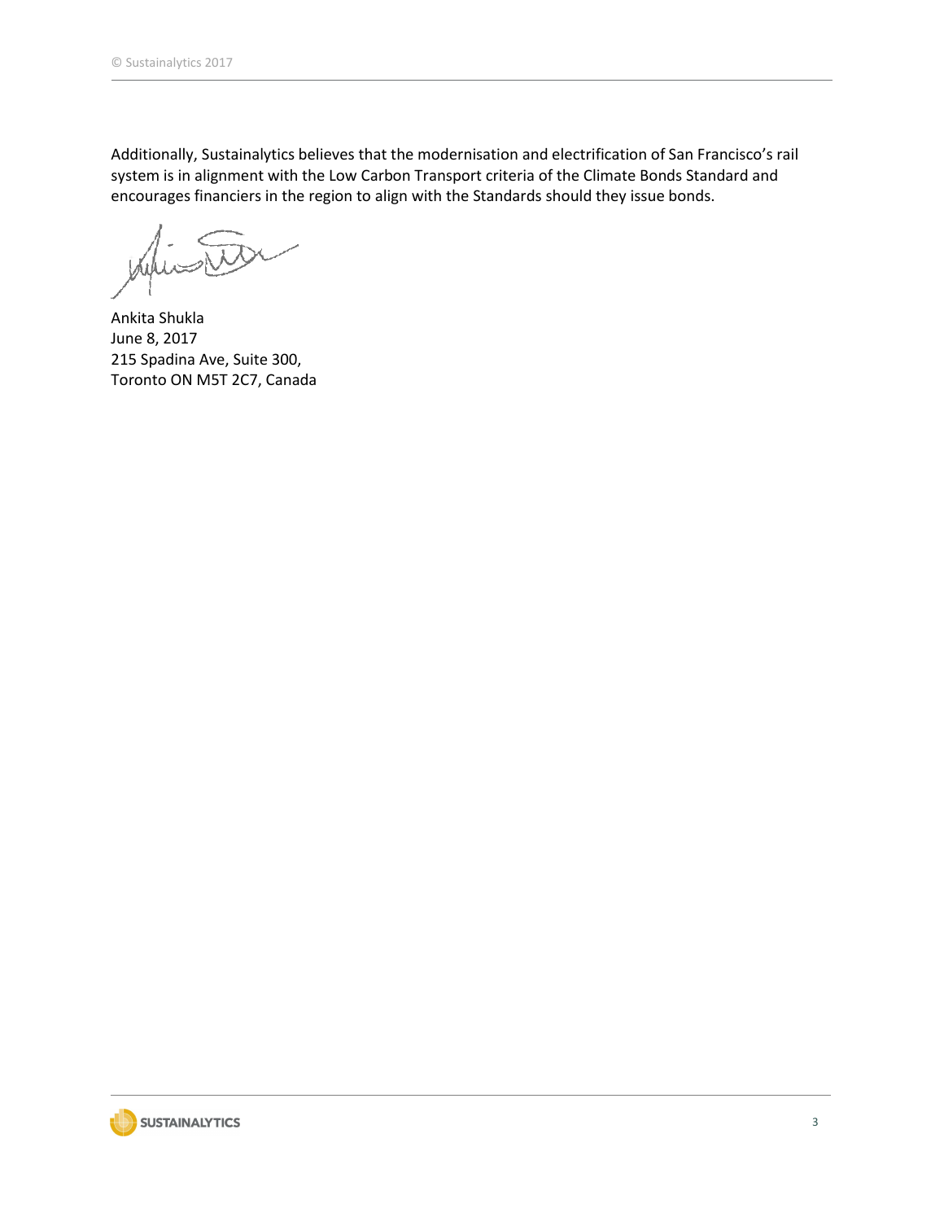Additionally, Sustainalytics believes that the modernisation and electrification of San Francisco's rail system is in alignment with the Low Carbon Transport criteria of the Climate Bonds Standard and encourages financiers in the region to align with the Standards should they issue bonds.

Ankita Shukla
June 8, 2017
215 Spadina Ave, Suite 300,
Toronto ON M5T 2C7, Canada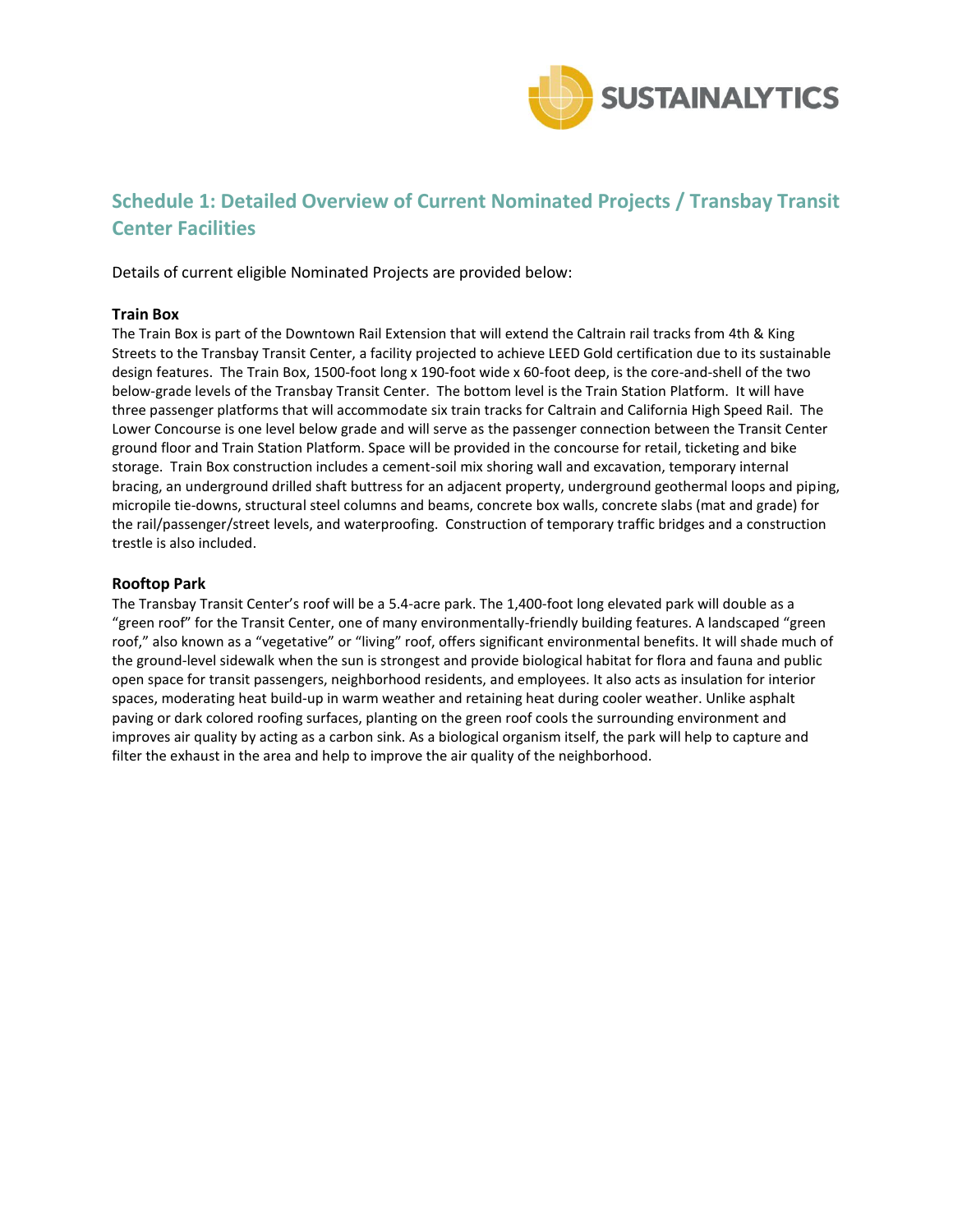## Schedule 1: Detailed Overview of Current Nominated Projects / Transbay Transit Center Facilities

Details of current eligible Nominated Projects are provided below:

**Train Box**

The Train Box is part of the Downtown Rail Extension that will extend the Caltrain rail tracks from 4th & King Streets to the Transbay Transit Center, a facility projected to achieve LEED Gold certification due to its sustainable design features. The Train Box, 1500-foot long x 190-foot wide x 60-foot deep, is the core-and-shell of the two below-grade levels of the Transbay Transit Center. The bottom level is the Train Station Platform. It will have three passenger platforms that will accommodate six train tracks for Caltrain and California High Speed Rail. The Lower Concourse is one level below grade and will serve as the passenger connection between the Transit Center ground floor and Train Station Platform. Space will be provided in the concourse for retail, ticketing and bike storage. Train Box construction includes a cement-soil mix shoring wall and excavation, temporary internal bracing, an underground drilled shaft buttress for an adjacent property, underground geothermal loops and piping, micropile tie-downs, structural steel columns and beams, concrete box walls, concrete slabs (mat and grade) for the rail/passenger/street levels, and waterproofing. Construction of temporary traffic bridges and a construction trestle is also included.

**Rooftop Park**

The Transbay Transit Center's roof will be a 5.4-acre park. The 1,400-foot long elevated park will double as a "green roof" for the Transit Center, one of many environmentally-friendly building features. A landscaped "green roof," also known as a "vegetative" or "living" roof, offers significant environmental benefits. It will shade much of the ground-level sidewalk when the sun is strongest and provide biological habitat for flora and fauna and public open space for transit passengers, neighborhood residents, and employees. It also acts as insulation for interior spaces, moderating heat build-up in warm weather and retaining heat during cooler weather. Unlike asphalt paving or dark colored roofing surfaces, planting on the green roof cools the surrounding environment and improves air quality by acting as a carbon sink. As a biological organism itself, the park will help to capture and filter the exhaust in the area and help to improve the air quality of the neighborhood.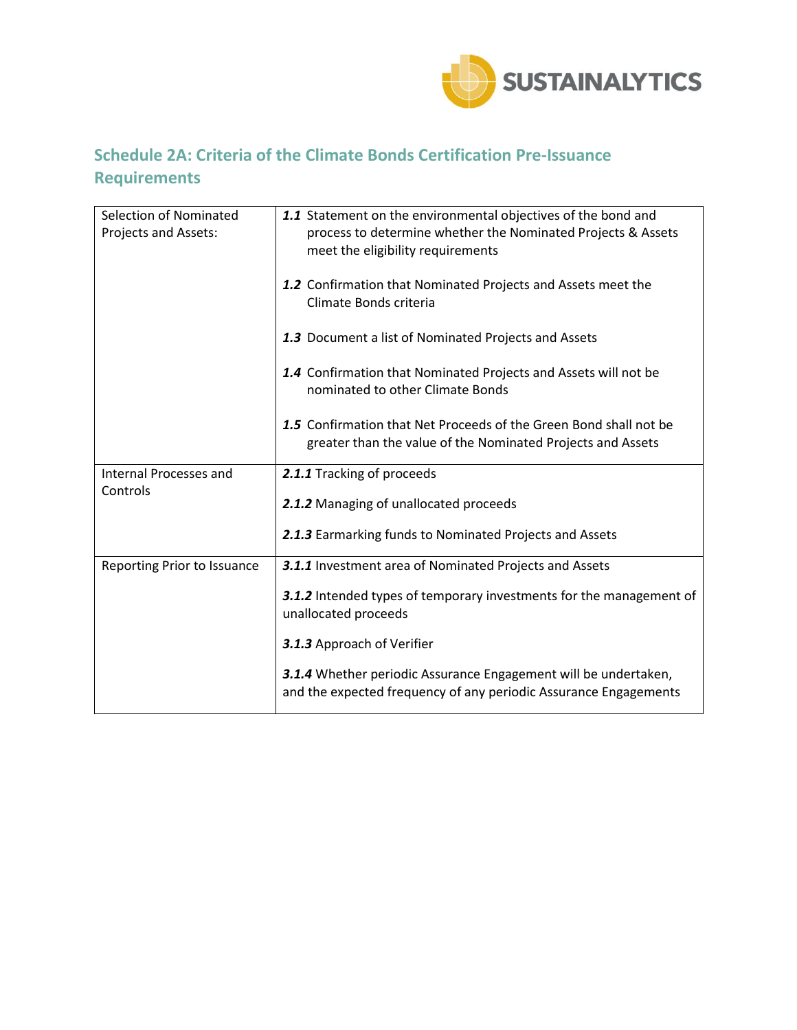## Schedule 2A: Criteria of the Climate Bonds Certification Pre-Issuance Requirements

| | |
|---|---|
| Selection of Nominated Projects and Assets: | ***1.1*** Statement on the environmental objectives of the bond and process to determine whether the Nominated Projects & Assets meet the eligibility requirements<br><br>***1.2*** Confirmation that Nominated Projects and Assets meet the Climate Bonds criteria<br><br>***1.3*** Document a list of Nominated Projects and Assets<br><br>***1.4*** Confirmation that Nominated Projects and Assets will not be nominated to other Climate Bonds<br><br>***1.5*** Confirmation that Net Proceeds of the Green Bond shall not be greater than the value of the Nominated Projects and Assets |
| Internal Processes and Controls | ***2.1.1*** Tracking of proceeds<br><br>***2.1.2*** Managing of unallocated proceeds<br><br>***2.1.3*** Earmarking funds to Nominated Projects and Assets |
| Reporting Prior to Issuance | ***3.1.1*** Investment area of Nominated Projects and Assets<br><br>***3.1.2*** Intended types of temporary investments for the management of unallocated proceeds<br><br>***3.1.3*** Approach of Verifier<br><br>***3.1.4*** Whether periodic Assurance Engagement will be undertaken, and the expected frequency of any periodic Assurance Engagements |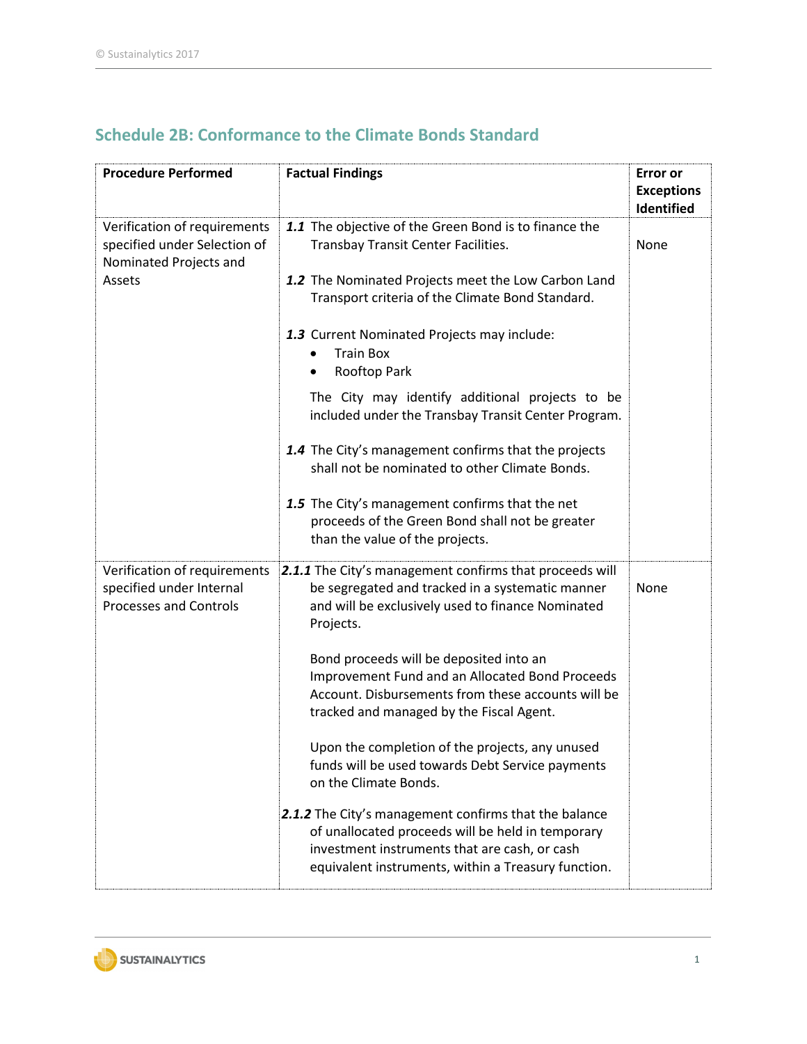## Schedule 2B: Conformance to the Climate Bonds Standard

| Procedure Performed | Factual Findings | Error or Exceptions Identified |
|---|---|---|
| Verification of requirements specified under Selection of Nominated Projects and Assets | ***1.1*** The objective of the Green Bond is to finance the Transbay Transit Center Facilities.<br><br>***1.2*** The Nominated Projects meet the Low Carbon Land Transport criteria of the Climate Bond Standard.<br><br>***1.3*** Current Nominated Projects may include:<br>• Train Box<br>• Rooftop Park<br><br>The City may identify additional projects to be included under the Transbay Transit Center Program.<br><br>***1.4*** The City's management confirms that the projects shall not be nominated to other Climate Bonds.<br><br>***1.5*** The City's management confirms that the net proceeds of the Green Bond shall not be greater than the value of the projects. | None |
| Verification of requirements specified under Internal Processes and Controls | ***2.1.1*** The City's management confirms that proceeds will be segregated and tracked in a systematic manner and will be exclusively used to finance Nominated Projects.<br><br>Bond proceeds will be deposited into an Improvement Fund and an Allocated Bond Proceeds Account. Disbursements from these accounts will be tracked and managed by the Fiscal Agent.<br><br>Upon the completion of the projects, any unused funds will be used towards Debt Service payments on the Climate Bonds.<br><br>***2.1.2*** The City's management confirms that the balance of unallocated proceeds will be held in temporary investment instruments that are cash, or cash equivalent instruments, within a Treasury function. | None |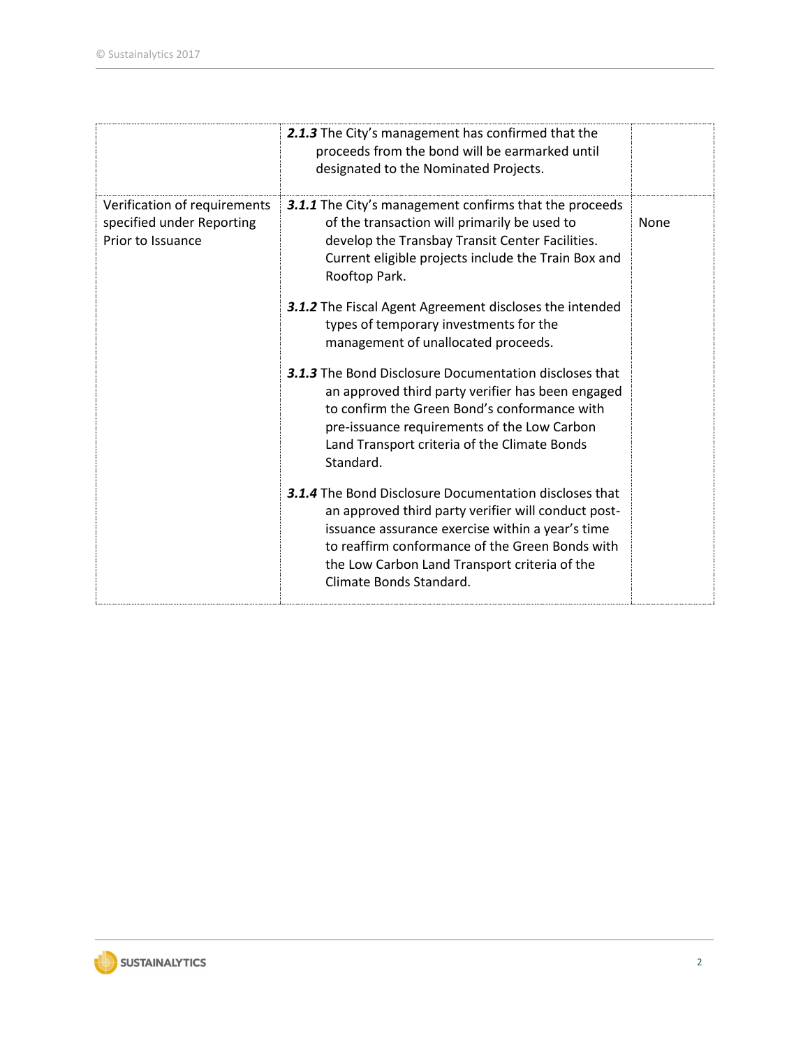| | | |
|---|---|---|
| | ***2.1.3*** The City's management has confirmed that the proceeds from the bond will be earmarked until designated to the Nominated Projects. | |
| Verification of requirements specified under Reporting Prior to Issuance | ***3.1.1*** The City's management confirms that the proceeds of the transaction will primarily be used to develop the Transbay Transit Center Facilities. Current eligible projects include the Train Box and Rooftop Park.<br><br>***3.1.2*** The Fiscal Agent Agreement discloses the intended types of temporary investments for the management of unallocated proceeds.<br><br>***3.1.3*** The Bond Disclosure Documentation discloses that an approved third party verifier has been engaged to confirm the Green Bond's conformance with pre-issuance requirements of the Low Carbon Land Transport criteria of the Climate Bonds Standard.<br><br>***3.1.4*** The Bond Disclosure Documentation discloses that an approved third party verifier will conduct post-issuance assurance exercise within a year's time to reaffirm conformance of the Green Bonds with the Low Carbon Land Transport criteria of the Climate Bonds Standard. | None |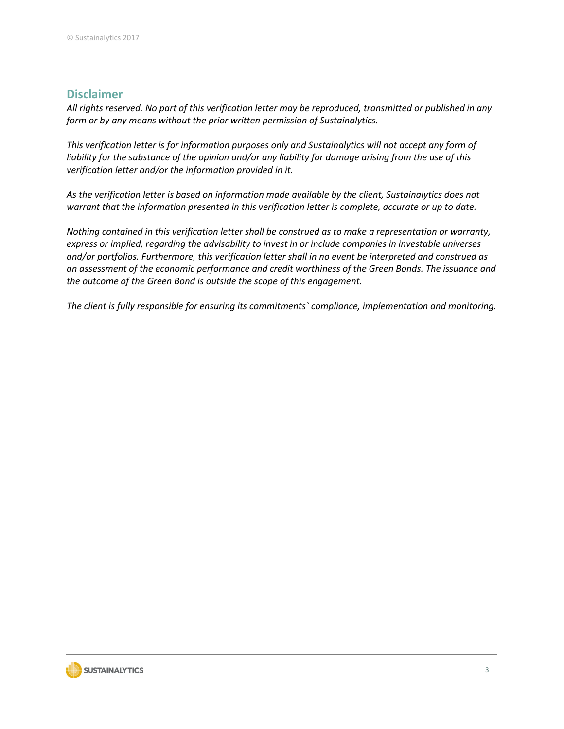## Disclaimer

*All rights reserved. No part of this verification letter may be reproduced, transmitted or published in any form or by any means without the prior written permission of Sustainalytics.*

*This verification letter is for information purposes only and Sustainalytics will not accept any form of liability for the substance of the opinion and/or any liability for damage arising from the use of this verification letter and/or the information provided in it.*

*As the verification letter is based on information made available by the client, Sustainalytics does not warrant that the information presented in this verification letter is complete, accurate or up to date.*

*Nothing contained in this verification letter shall be construed as to make a representation or warranty, express or implied, regarding the advisability to invest in or include companies in investable universes and/or portfolios. Furthermore, this verification letter shall in no event be interpreted and construed as an assessment of the economic performance and credit worthiness of the Green Bonds. The issuance and the outcome of the Green Bond is outside the scope of this engagement.*

*The client is fully responsible for ensuring its commitments` compliance, implementation and monitoring.*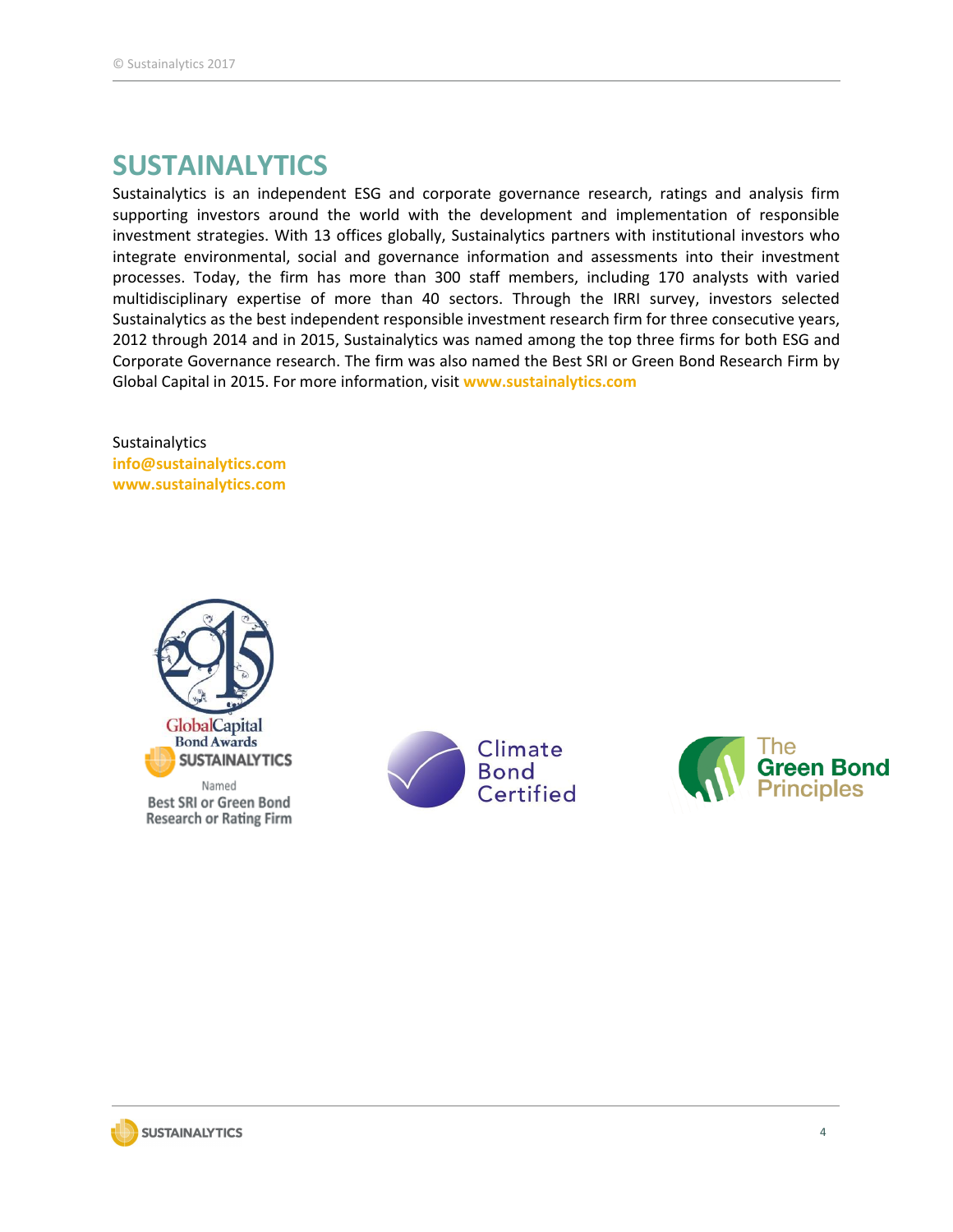# SUSTAINALYTICS

Sustainalytics is an independent ESG and corporate governance research, ratings and analysis firm supporting investors around the world with the development and implementation of responsible investment strategies. With 13 offices globally, Sustainalytics partners with institutional investors who integrate environmental, social and governance information and assessments into their investment processes. Today, the firm has more than 300 staff members, including 170 analysts with varied multidisciplinary expertise of more than 40 sectors. Through the IRRI survey, investors selected Sustainalytics as the best independent responsible investment research firm for three consecutive years, 2012 through 2014 and in 2015, Sustainalytics was named among the top three firms for both ESG and Corporate Governance research. The firm was also named the Best SRI or Green Bond Research Firm by Global Capital in 2015. For more information, visit **www.sustainalytics.com**

Sustainalytics
**info@sustainalytics.com**
**www.sustainalytics.com**

2015
GlobalCapital
Bond Awards
SUSTAINALYTICS
Named
Best SRI or Green Bond Research or Rating Firm

Climate Bond Certified

The Green Bond Principles